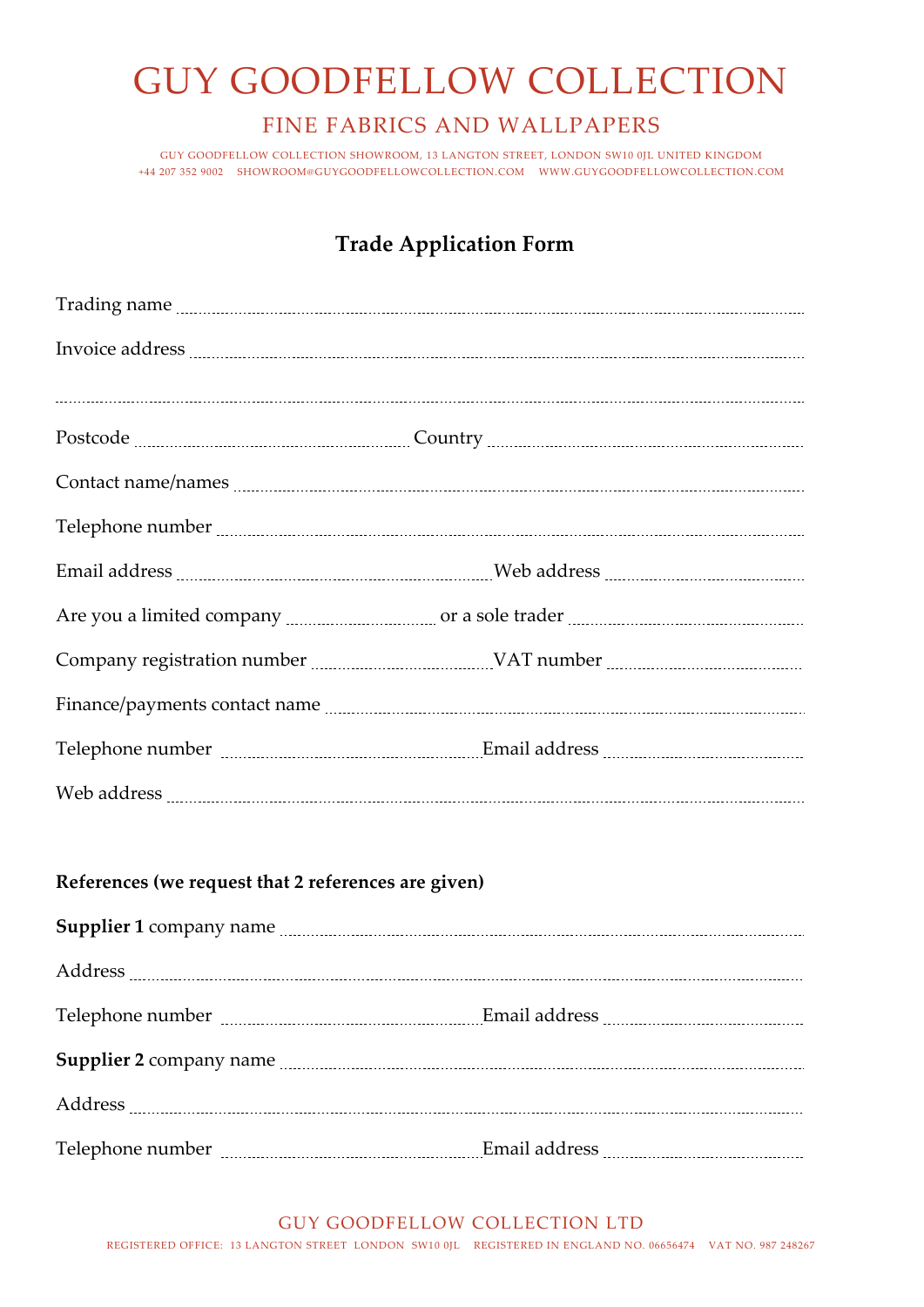# GUY GOODFELLOW COLLECTION

## FINE FABRICS AND WALLPAPERS

GUY GOODFELLOW COLLECTION SHOWROOM, 13 LANGTON STREET, LONDON SW10 0JL UNITED KINGDOM
+44 207 352 9002 SHOWROOM@GUYGOODFELLOWCOLLECTION.COM WWW.GUYGOODFELLOWCOLLECTION.COM

### Trade Application Form

Trading name ..............................................................................................

Invoice address ..............................................................................................

..............................................................................................

Postcode .............................................. Country ..............................................

Contact name/names ..............................................................................................

Telephone number ..............................................................................................

Email address .............................................. Web address ..............................................

Are you a limited company .............................. or a sole trader ..............................

Company registration number .............................. VAT number ..............................

Finance/payments contact name ..............................................................................................

Telephone number .............................................. Email address ..............................................

Web address ..............................................................................................

**References (we request that 2 references are given)**

**Supplier 1** company name ..............................................................................................

Address ..............................................................................................

Telephone number .............................................. Email address ..............................................

**Supplier 2** company name ..............................................................................................

Address ..............................................................................................

Telephone number .............................................. Email address ..............................................

GUY GOODFELLOW COLLECTION LTD
REGISTERED OFFICE: 13 LANGTON STREET LONDON SW10 0JL REGISTERED IN ENGLAND NO. 06656474 VAT NO. 987 248267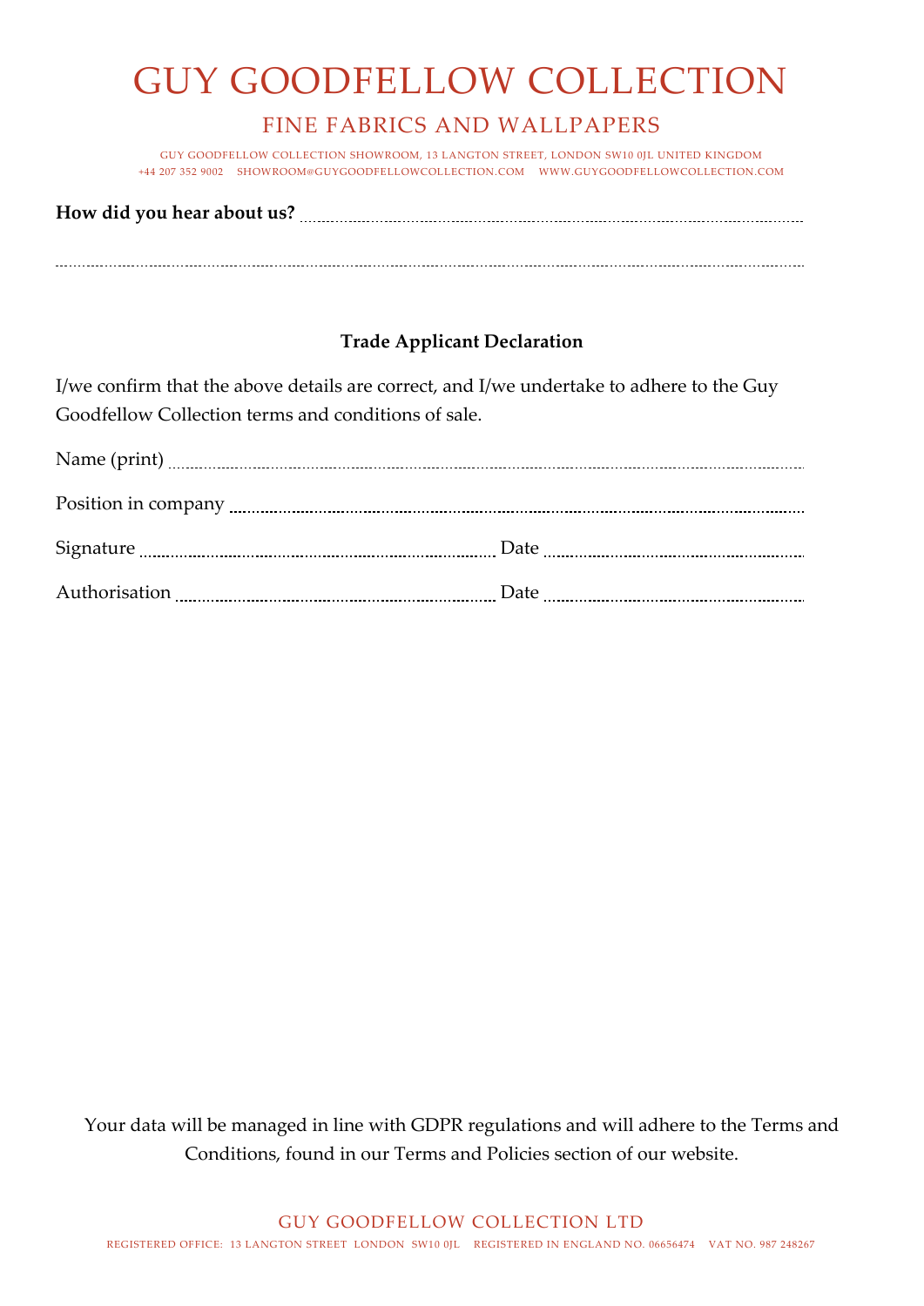# GUY GOODFELLOW COLLECTION

## FINE FABRICS AND WALLPAPERS

GUY GOODFELLOW COLLECTION SHOWROOM, 13 LANGTON STREET, LONDON SW10 0JL UNITED KINGDOM
+44 207 352 9002 SHOWROOM@GUYGOODFELLOWCOLLECTION.COM WWW.GUYGOODFELLOWCOLLECTION.COM

**How did you hear about us?** ..........................................................................................

..........................................................................................................................................

### Trade Applicant Declaration

I/we confirm that the above details are correct, and I/we undertake to adhere to the Guy Goodfellow Collection terms and conditions of sale.

Name (print) ..........................................................................................

Position in company ..........................................................................................

Signature .................................................... Date ....................................................

Authorisation .................................................... Date ....................................................

Your data will be managed in line with GDPR regulations and will adhere to the Terms and Conditions, found in our Terms and Policies section of our website.

GUY GOODFELLOW COLLECTION LTD

REGISTERED OFFICE: 13 LANGTON STREET LONDON SW10 0JL REGISTERED IN ENGLAND NO. 06656474 VAT NO. 987 248267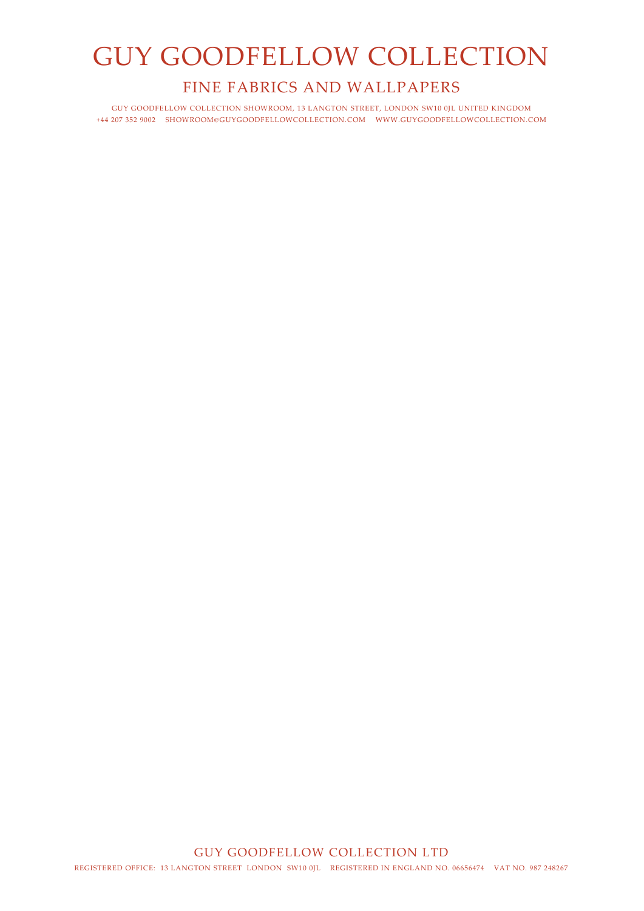# GUY GOODFELLOW COLLECTION

## FINE FABRICS AND WALLPAPERS

GUY GOODFELLOW COLLECTION SHOWROOM, 13 LANGTON STREET, LONDON SW10 0JL UNITED KINGDOM
+44 207 352 9002 SHOWROOM@GUYGOODFELLOWCOLLECTION.COM WWW.GUYGOODFELLOWCOLLECTION.COM

GUY GOODFELLOW COLLECTION LTD

REGISTERED OFFICE: 13 LANGTON STREET LONDON SW10 0JL REGISTERED IN ENGLAND NO. 06656474 VAT NO. 987 248267